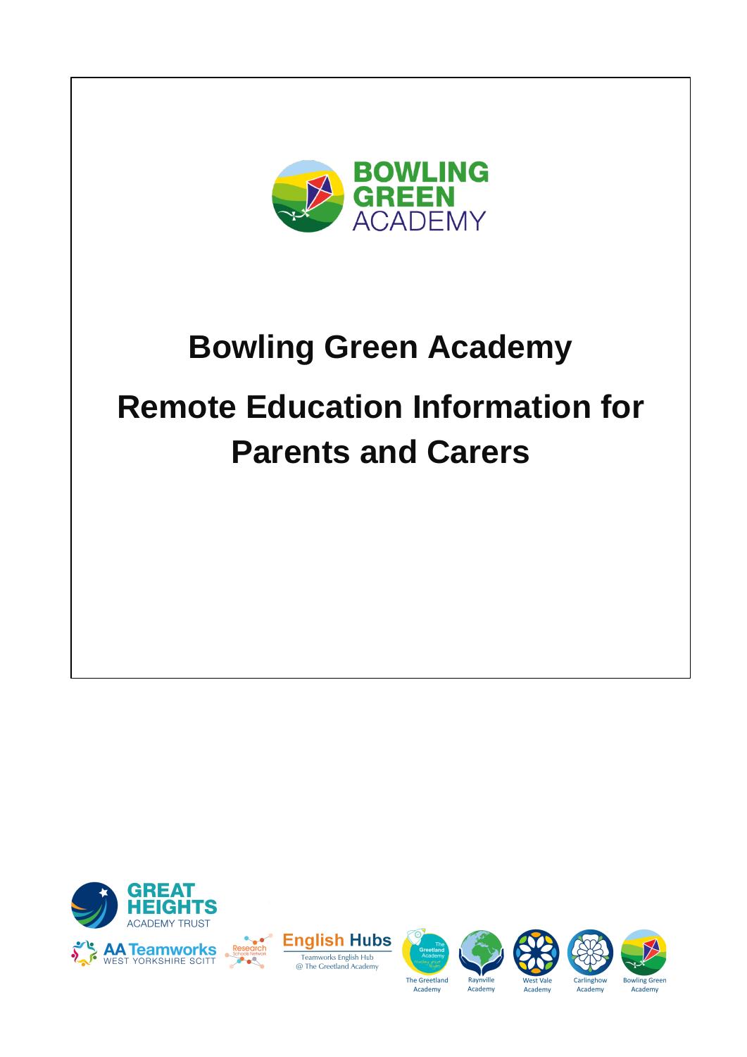# Bowling Green Academy

# Remote Education Information for Parents and Carers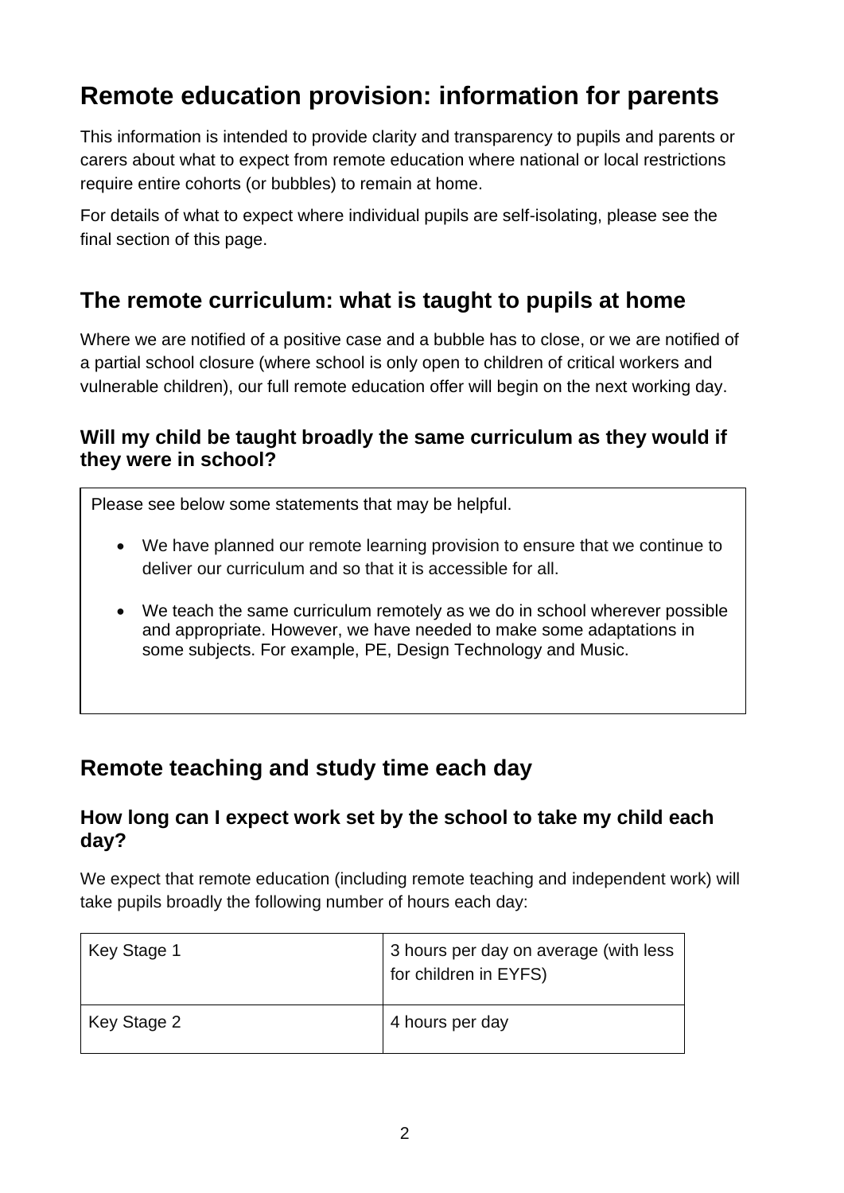# Remote education provision: information for parents

This information is intended to provide clarity and transparency to pupils and parents or carers about what to expect from remote education where national or local restrictions require entire cohorts (or bubbles) to remain at home.

For details of what to expect where individual pupils are self-isolating, please see the final section of this page.

## The remote curriculum: what is taught to pupils at home

Where we are notified of a positive case and a bubble has to close, or we are notified of a partial school closure (where school is only open to children of critical workers and vulnerable children), our full remote education offer will begin on the next working day.

### Will my child be taught broadly the same curriculum as they would if they were in school?

Please see below some statements that may be helpful.

- We have planned our remote learning provision to ensure that we continue to deliver our curriculum and so that it is accessible for all.
- We teach the same curriculum remotely as we do in school wherever possible and appropriate. However, we have needed to make some adaptations in some subjects. For example, PE, Design Technology and Music.

## Remote teaching and study time each day

### How long can I expect work set by the school to take my child each day?

We expect that remote education (including remote teaching and independent work) will take pupils broadly the following number of hours each day:

| | |
|---|---|
| Key Stage 1 | 3 hours per day on average (with less for children in EYFS) |
| Key Stage 2 | 4 hours per day |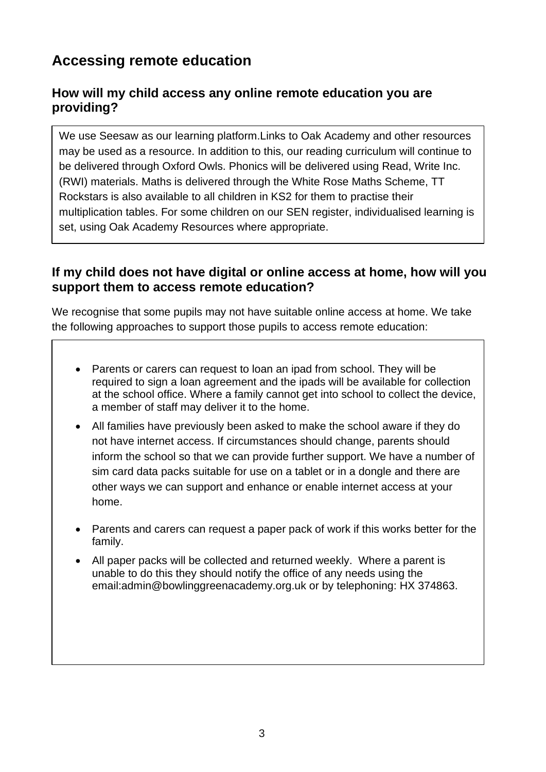## Accessing remote education

### How will my child access any online remote education you are providing?

We use Seesaw as our learning platform.Links to Oak Academy and other resources may be used as a resource. In addition to this, our reading curriculum will continue to be delivered through Oxford Owls. Phonics will be delivered using Read, Write Inc. (RWI) materials. Maths is delivered through the White Rose Maths Scheme, TT Rockstars is also available to all children in KS2 for them to practise their multiplication tables. For some children on our SEN register, individualised learning is set, using Oak Academy Resources where appropriate.

### If my child does not have digital or online access at home, how will you support them to access remote education?

We recognise that some pupils may not have suitable online access at home. We take the following approaches to support those pupils to access remote education:

- Parents or carers can request to loan an ipad from school. They will be required to sign a loan agreement and the ipads will be available for collection at the school office. Where a family cannot get into school to collect the device, a member of staff may deliver it to the home.
- All families have previously been asked to make the school aware if they do not have internet access. If circumstances should change, parents should inform the school so that we can provide further support. We have a number of sim card data packs suitable for use on a tablet or in a dongle and there are other ways we can support and enhance or enable internet access at your home.
- Parents and carers can request a paper pack of work if this works better for the family.
- All paper packs will be collected and returned weekly. Where a parent is unable to do this they should notify the office of any needs using the email:admin@bowlinggreenacademy.org.uk or by telephoning: HX 374863.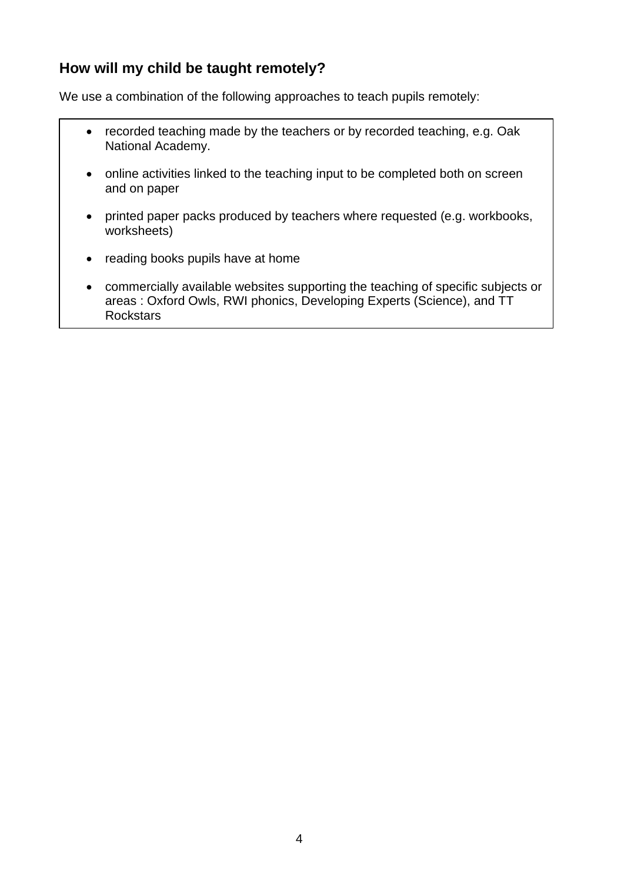## How will my child be taught remotely?

We use a combination of the following approaches to teach pupils remotely:

- recorded teaching made by the teachers or by recorded teaching, e.g. Oak National Academy.
- online activities linked to the teaching input to be completed both on screen and on paper
- printed paper packs produced by teachers where requested (e.g. workbooks, worksheets)
- reading books pupils have at home
- commercially available websites supporting the teaching of specific subjects or areas : Oxford Owls, RWI phonics, Developing Experts (Science), and TT Rockstars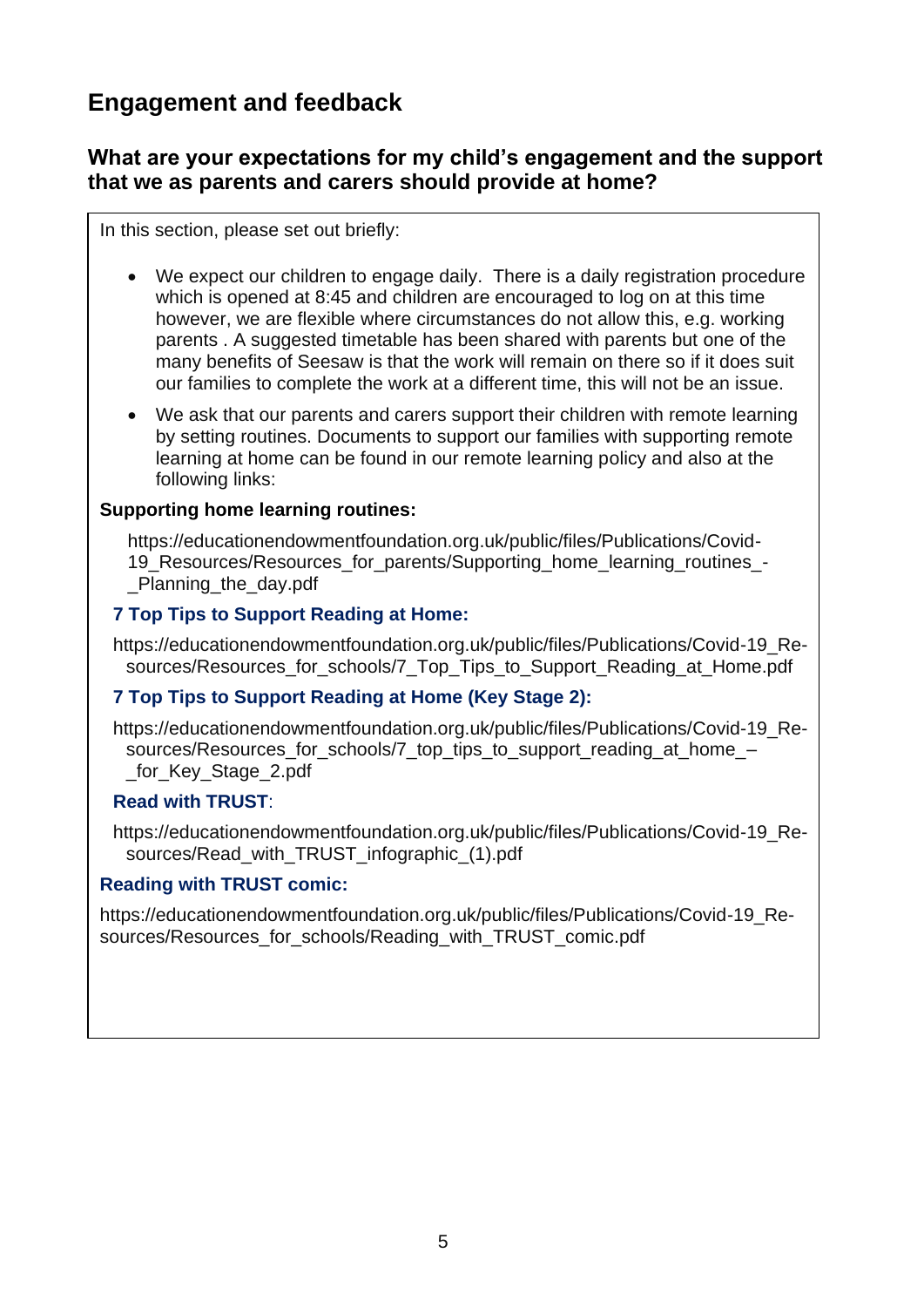## Engagement and feedback

### What are your expectations for my child's engagement and the support that we as parents and carers should provide at home?

In this section, please set out briefly:

- We expect our children to engage daily. There is a daily registration procedure which is opened at 8:45 and children are encouraged to log on at this time however, we are flexible where circumstances do not allow this, e.g. working parents . A suggested timetable has been shared with parents but one of the many benefits of Seesaw is that the work will remain on there so if it does suit our families to complete the work at a different time, this will not be an issue.
- We ask that our parents and carers support their children with remote learning by setting routines. Documents to support our families with supporting remote learning at home can be found in our remote learning policy and also at the following links:

**Supporting home learning routines:**

https://educationendowmentfoundation.org.uk/public/files/Publications/Covid-19_Resources/Resources_for_parents/Supporting_home_learning_routines_-_Planning_the_day.pdf

**7 Top Tips to Support Reading at Home:**

https://educationendowmentfoundation.org.uk/public/files/Publications/Covid-19_Resources/Resources_for_schools/7_Top_Tips_to_Support_Reading_at_Home.pdf

**7 Top Tips to Support Reading at Home (Key Stage 2):**

https://educationendowmentfoundation.org.uk/public/files/Publications/Covid-19_Resources/Resources_for_schools/7_top_tips_to_support_reading_at_home_–_for_Key_Stage_2.pdf

**Read with TRUST**:

https://educationendowmentfoundation.org.uk/public/files/Publications/Covid-19_Resources/Read_with_TRUST_infographic_(1).pdf

**Reading with TRUST comic:**

https://educationendowmentfoundation.org.uk/public/files/Publications/Covid-19_Resources/Resources_for_schools/Reading_with_TRUST_comic.pdf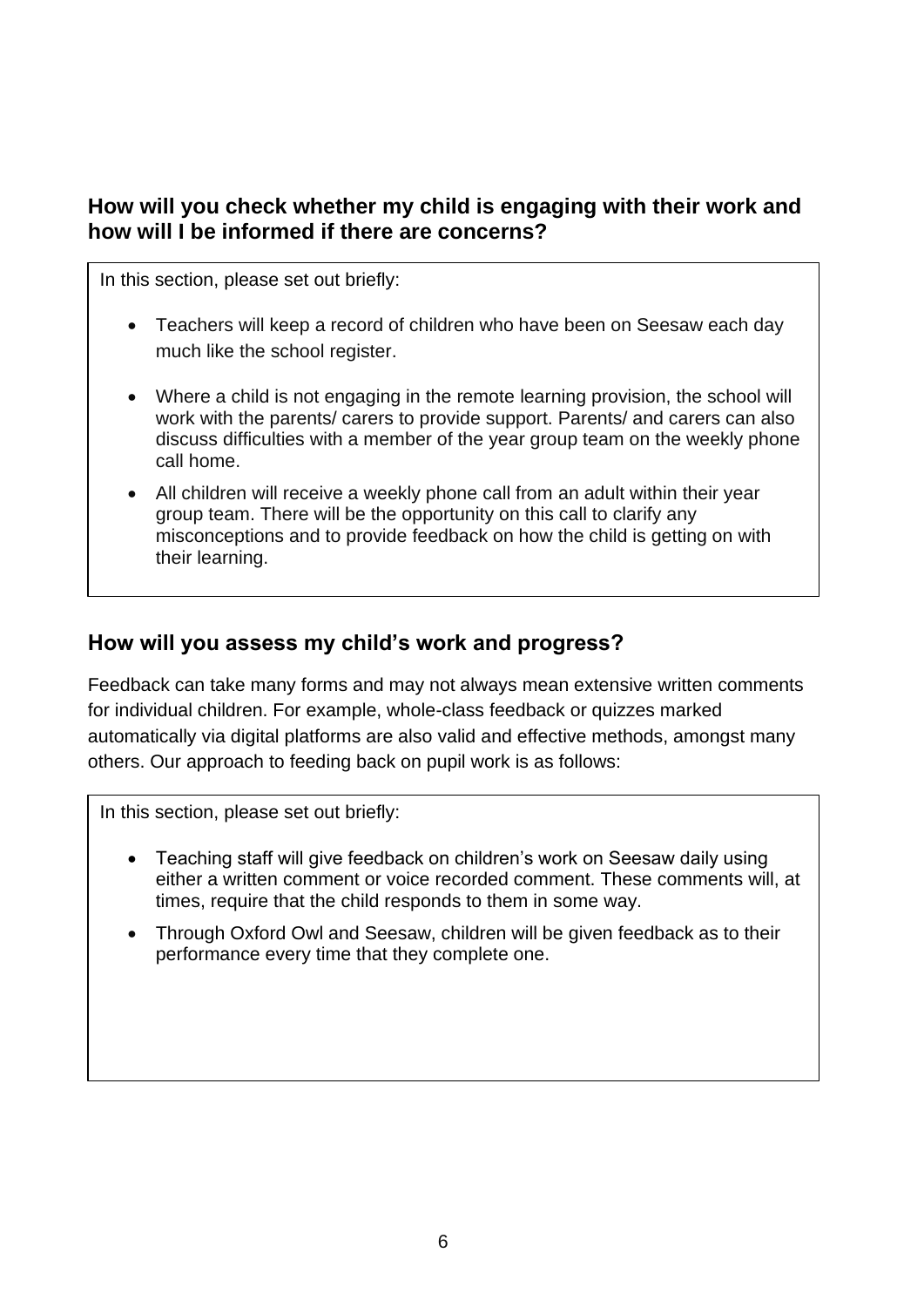## How will you check whether my child is engaging with their work and how will I be informed if there are concerns?

In this section, please set out briefly:

- Teachers will keep a record of children who have been on Seesaw each day much like the school register.
- Where a child is not engaging in the remote learning provision, the school will work with the parents/ carers to provide support. Parents/ and carers can also discuss difficulties with a member of the year group team on the weekly phone call home.
- All children will receive a weekly phone call from an adult within their year group team. There will be the opportunity on this call to clarify any misconceptions and to provide feedback on how the child is getting on with their learning.

## How will you assess my child's work and progress?

Feedback can take many forms and may not always mean extensive written comments for individual children. For example, whole-class feedback or quizzes marked automatically via digital platforms are also valid and effective methods, amongst many others. Our approach to feeding back on pupil work is as follows:

In this section, please set out briefly:

- Teaching staff will give feedback on children's work on Seesaw daily using either a written comment or voice recorded comment. These comments will, at times, require that the child responds to them in some way.
- Through Oxford Owl and Seesaw, children will be given feedback as to their performance every time that they complete one.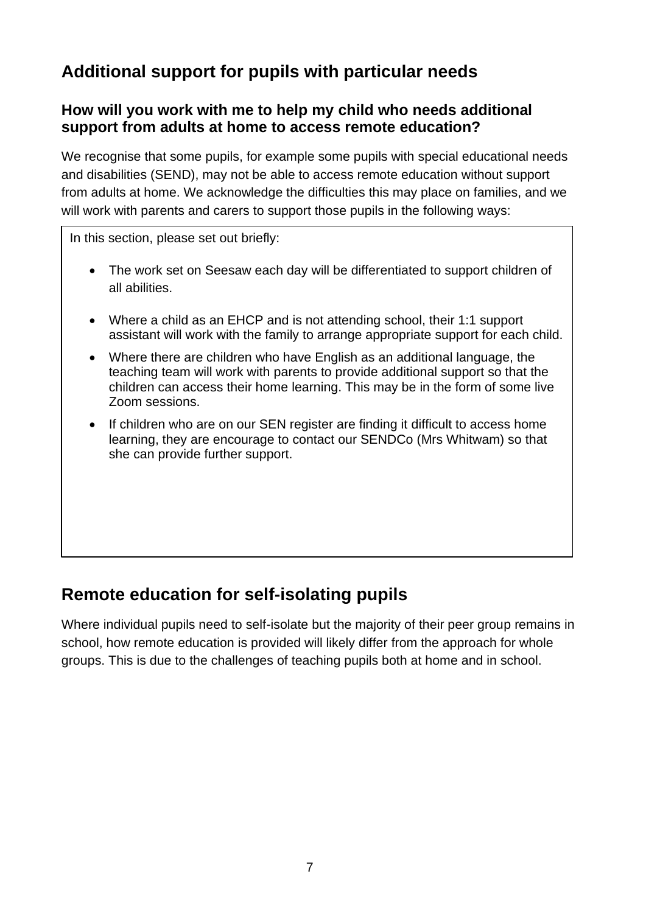## Additional support for pupils with particular needs

### How will you work with me to help my child who needs additional support from adults at home to access remote education?

We recognise that some pupils, for example some pupils with special educational needs and disabilities (SEND), may not be able to access remote education without support from adults at home. We acknowledge the difficulties this may place on families, and we will work with parents and carers to support those pupils in the following ways:

In this section, please set out briefly:

- The work set on Seesaw each day will be differentiated to support children of all abilities.
- Where a child as an EHCP and is not attending school, their 1:1 support assistant will work with the family to arrange appropriate support for each child.
- Where there are children who have English as an additional language, the teaching team will work with parents to provide additional support so that the children can access their home learning. This may be in the form of some live Zoom sessions.
- If children who are on our SEN register are finding it difficult to access home learning, they are encourage to contact our SENDCo (Mrs Whitwam) so that she can provide further support.

## Remote education for self-isolating pupils

Where individual pupils need to self-isolate but the majority of their peer group remains in school, how remote education is provided will likely differ from the approach for whole groups. This is due to the challenges of teaching pupils both at home and in school.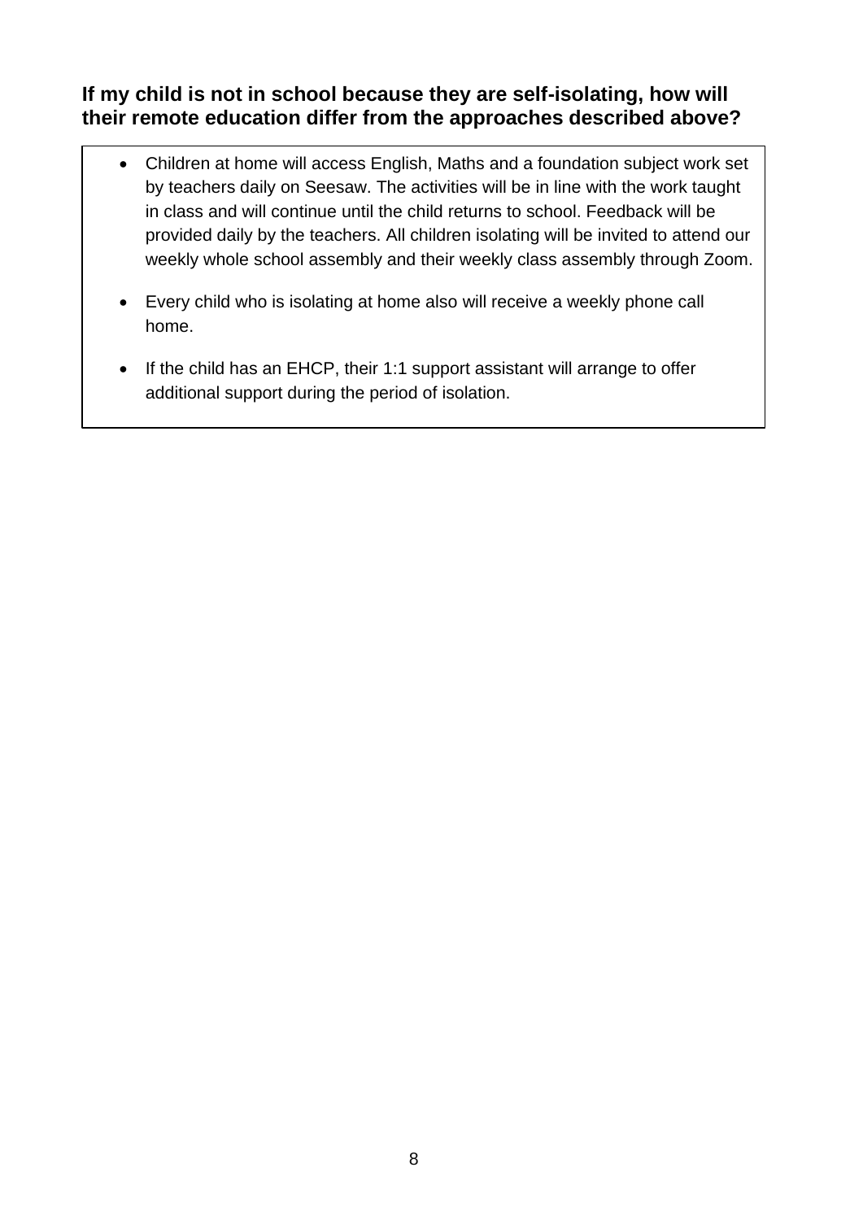**If my child is not in school because they are self-isolating, how will their remote education differ from the approaches described above?**

- Children at home will access English, Maths and a foundation subject work set by teachers daily on Seesaw. The activities will be in line with the work taught in class and will continue until the child returns to school. Feedback will be provided daily by the teachers. All children isolating will be invited to attend our weekly whole school assembly and their weekly class assembly through Zoom.
- Every child who is isolating at home also will receive a weekly phone call home.
- If the child has an EHCP, their 1:1 support assistant will arrange to offer additional support during the period of isolation.